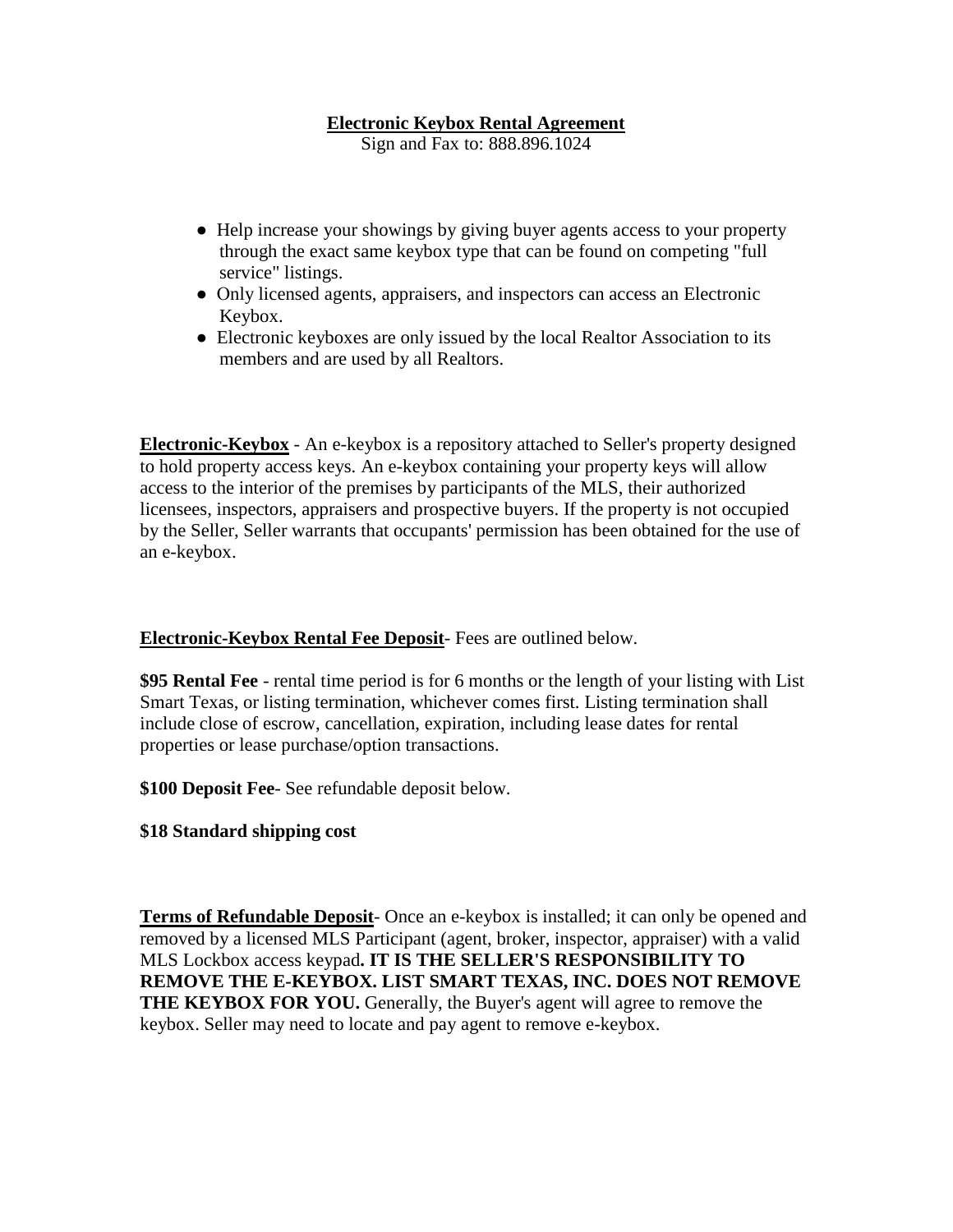# Electronic Keybox Rental Agreement

Sign and Fax to: 888.896.1024

- Help increase your showings by giving buyer agents access to your property through the exact same keybox type that can be found on competing "full service" listings.
- Only licensed agents, appraisers, and inspectors can access an Electronic Keybox.
- Electronic keyboxes are only issued by the local Realtor Association to its members and are used by all Realtors.

**Electronic-Keybox** - An e-keybox is a repository attached to Seller's property designed to hold property access keys. An e-keybox containing your property keys will allow access to the interior of the premises by participants of the MLS, their authorized licensees, inspectors, appraisers and prospective buyers. If the property is not occupied by the Seller, Seller warrants that occupants' permission has been obtained for the use of an e-keybox.

**Electronic-Keybox Rental Fee Deposit**- Fees are outlined below.

**$95 Rental Fee** - rental time period is for 6 months or the length of your listing with List Smart Texas, or listing termination, whichever comes first. Listing termination shall include close of escrow, cancellation, expiration, including lease dates for rental properties or lease purchase/option transactions.

**$100 Deposit Fee**- See refundable deposit below.

**$18 Standard shipping cost**

**Terms of Refundable Deposit**- Once an e-keybox is installed; it can only be opened and removed by a licensed MLS Participant (agent, broker, inspector, appraiser) with a valid MLS Lockbox access keypad**. IT IS THE SELLER'S RESPONSIBILITY TO REMOVE THE E-KEYBOX. LIST SMART TEXAS, INC. DOES NOT REMOVE THE KEYBOX FOR YOU.** Generally, the Buyer's agent will agree to remove the keybox. Seller may need to locate and pay agent to remove e-keybox.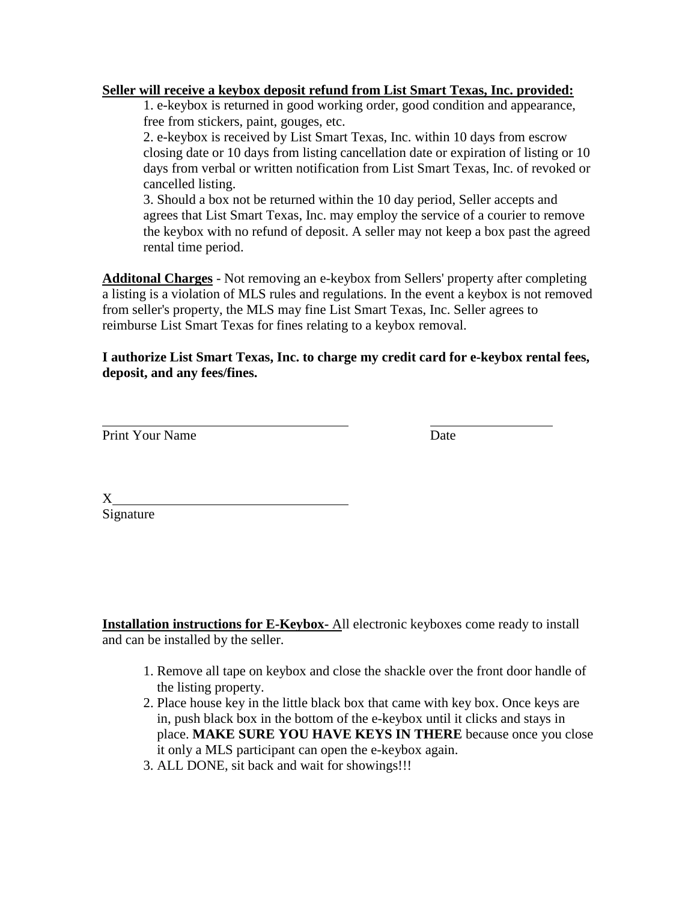**<u>Seller will receive a keybox deposit refund from List Smart Texas, Inc. provided:</u>**

1. e-keybox is returned in good working order, good condition and appearance, free from stickers, paint, gouges, etc.
2. e-keybox is received by List Smart Texas, Inc. within 10 days from escrow closing date or 10 days from listing cancellation date or expiration of listing or 10 days from verbal or written notification from List Smart Texas, Inc. of revoked or cancelled listing.
3. Should a box not be returned within the 10 day period, Seller accepts and agrees that List Smart Texas, Inc. may employ the service of a courier to remove the keybox with no refund of deposit. A seller may not keep a box past the agreed rental time period.

**<u>Additonal Charges</u>** - Not removing an e-keybox from Sellers' property after completing a listing is a violation of MLS rules and regulations. In the event a keybox is not removed from seller's property, the MLS may fine List Smart Texas, Inc. Seller agrees to reimburse List Smart Texas for fines relating to a keybox removal.

**I authorize List Smart Texas, Inc. to charge my credit card for e-keybox rental fees, deposit, and any fees/fines.**

\_\_\_\_\_\_\_\_\_\_\_\_\_\_\_\_\_\_\_\_\_\_\_\_\_\_\_\_\_\_\_\_\_\_\_ \_\_\_\_\_\_\_\_\_\_\_\_\_\_\_\_\_\_
Print Your Name Date

X\_\_\_\_\_\_\_\_\_\_\_\_\_\_\_\_\_\_\_\_\_\_\_\_\_\_\_\_\_\_\_\_\_\_
Signature

**<u>Installation instructions for E-Keybox- A</u>**ll electronic keyboxes come ready to install and can be installed by the seller.

1. Remove all tape on keybox and close the shackle over the front door handle of the listing property.
2. Place house key in the little black box that came with key box. Once keys are in, push black box in the bottom of the e-keybox until it clicks and stays in place. **MAKE SURE YOU HAVE KEYS IN THERE** because once you close it only a MLS participant can open the e-keybox again.
3. ALL DONE, sit back and wait for showings!!!